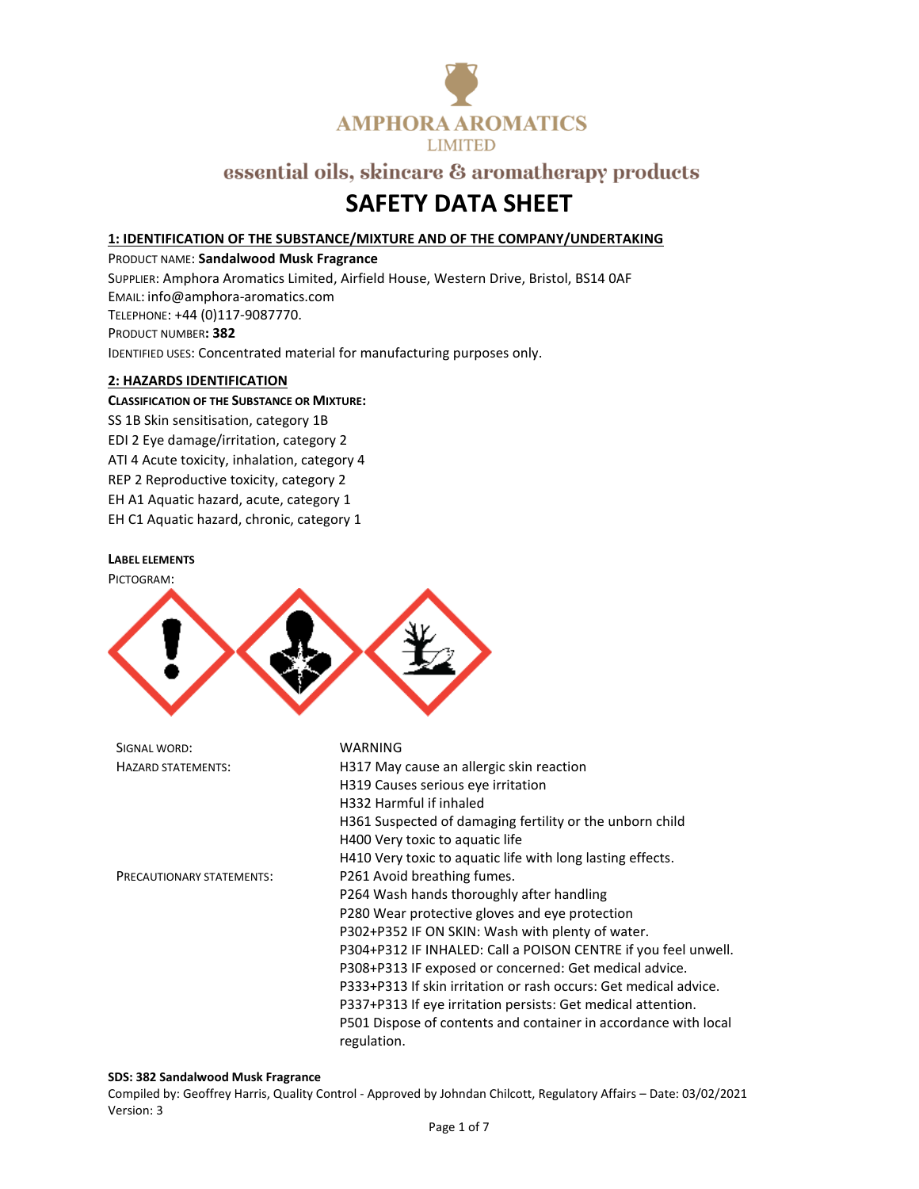AMPHORA AROMATICS
LIMITED

essential oils, skincare & aromatherapy products

# SAFETY DATA SHEET

## 1: IDENTIFICATION OF THE SUBSTANCE/MIXTURE AND OF THE COMPANY/UNDERTAKING

PRODUCT NAME: **Sandalwood Musk Fragrance**
SUPPLIER: Amphora Aromatics Limited, Airfield House, Western Drive, Bristol, BS14 0AF
EMAIL: info@amphora-aromatics.com
TELEPHONE: +44 (0)117-9087770.
PRODUCT NUMBER**: 382**
IDENTIFIED USES: Concentrated material for manufacturing purposes only.

## 2: HAZARDS IDENTIFICATION

**CLASSIFICATION OF THE SUBSTANCE OR MIXTURE:**

SS 1B Skin sensitisation, category 1B
EDI 2 Eye damage/irritation, category 2
ATI 4 Acute toxicity, inhalation, category 4
REP 2 Reproductive toxicity, category 2
EH A1 Aquatic hazard, acute, category 1
EH C1 Aquatic hazard, chronic, category 1

**LABEL ELEMENTS**

PICTOGRAM:

| | |
|---|---|
| SIGNAL WORD: | WARNING |
| HAZARD STATEMENTS: | H317 May cause an allergic skin reaction<br>H319 Causes serious eye irritation<br>H332 Harmful if inhaled<br>H361 Suspected of damaging fertility or the unborn child<br>H400 Very toxic to aquatic life<br>H410 Very toxic to aquatic life with long lasting effects. |
| PRECAUTIONARY STATEMENTS: | P261 Avoid breathing fumes.<br>P264 Wash hands thoroughly after handling<br>P280 Wear protective gloves and eye protection<br>P302+P352 IF ON SKIN: Wash with plenty of water.<br>P304+P312 IF INHALED: Call a POISON CENTRE if you feel unwell.<br>P308+P313 IF exposed or concerned: Get medical advice.<br>P333+P313 If skin irritation or rash occurs: Get medical advice.<br>P337+P313 If eye irritation persists: Get medical attention.<br>P501 Dispose of contents and container in accordance with local regulation. |

**SDS: 382 Sandalwood Musk Fragrance**
Compiled by: Geoffrey Harris, Quality Control - Approved by Johndan Chilcott, Regulatory Affairs – Date: 03/02/2021
Version: 3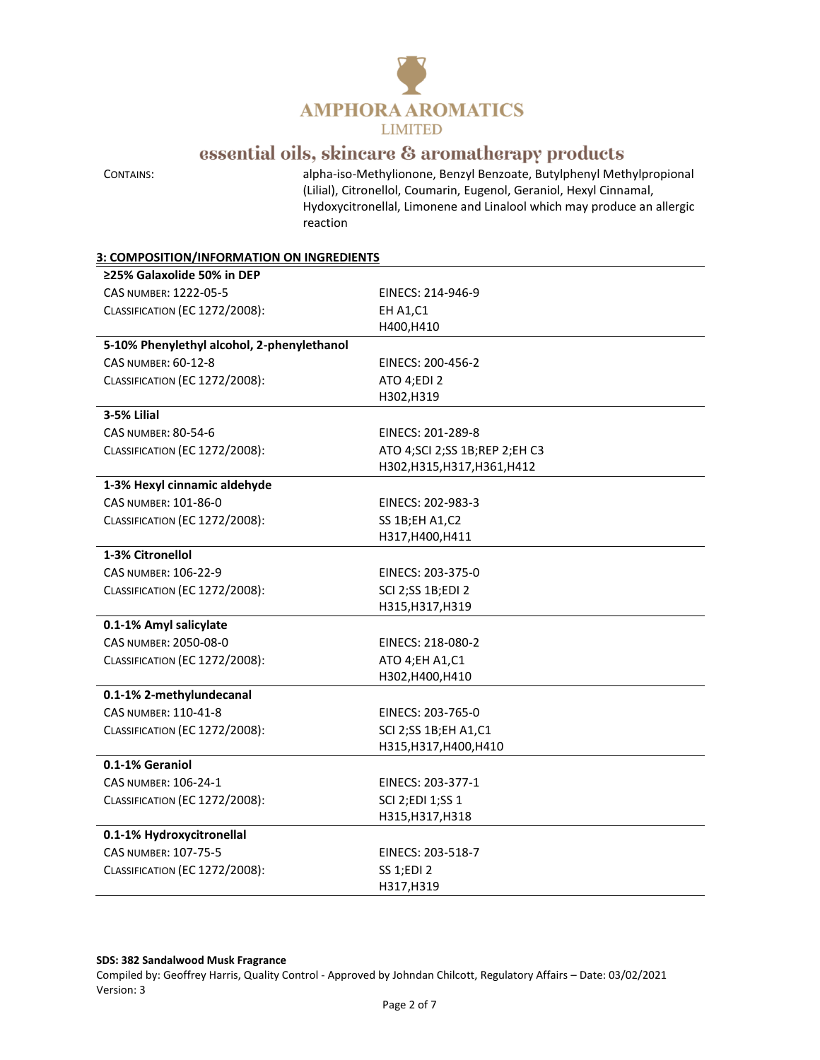CONTAINS: alpha-iso-Methylionone, Benzyl Benzoate, Butylphenyl Methylpropional (Lilial), Citronellol, Coumarin, Eugenol, Geraniol, Hexyl Cinnamal, Hydoxycitronellal, Limonene and Linalool which may produce an allergic reaction

## 3: COMPOSITION/INFORMATION ON INGREDIENTS

**≥25% Galaxolide 50% in DEP**

| | |
|---|---|
| CAS NUMBER: 1222-05-5 | EINECS: 214-946-9 |
| CLASSIFICATION (EC 1272/2008): | EH A1,C1<br>H400,H410 |

**5-10% Phenylethyl alcohol, 2-phenylethanol**

| | |
|---|---|
| CAS NUMBER: 60-12-8 | EINECS: 200-456-2 |
| CLASSIFICATION (EC 1272/2008): | ATO 4;EDI 2<br>H302,H319 |

**3-5% Lilial**

| | |
|---|---|
| CAS NUMBER: 80-54-6 | EINECS: 201-289-8 |
| CLASSIFICATION (EC 1272/2008): | ATO 4;SCI 2;SS 1B;REP 2;EH C3<br>H302,H315,H317,H361,H412 |

**1-3% Hexyl cinnamic aldehyde**

| | |
|---|---|
| CAS NUMBER: 101-86-0 | EINECS: 202-983-3 |
| CLASSIFICATION (EC 1272/2008): | SS 1B;EH A1,C2<br>H317,H400,H411 |

**1-3% Citronellol**

| | |
|---|---|
| CAS NUMBER: 106-22-9 | EINECS: 203-375-0 |
| CLASSIFICATION (EC 1272/2008): | SCI 2;SS 1B;EDI 2<br>H315,H317,H319 |

**0.1-1% Amyl salicylate**

| | |
|---|---|
| CAS NUMBER: 2050-08-0 | EINECS: 218-080-2 |
| CLASSIFICATION (EC 1272/2008): | ATO 4;EH A1,C1<br>H302,H400,H410 |

**0.1-1% 2-methylundecanal**

| | |
|---|---|
| CAS NUMBER: 110-41-8 | EINECS: 203-765-0 |
| CLASSIFICATION (EC 1272/2008): | SCI 2;SS 1B;EH A1,C1<br>H315,H317,H400,H410 |

**0.1-1% Geraniol**

| | |
|---|---|
| CAS NUMBER: 106-24-1 | EINECS: 203-377-1 |
| CLASSIFICATION (EC 1272/2008): | SCI 2;EDI 1;SS 1<br>H315,H317,H318 |

**0.1-1% Hydroxycitronellal**

| | |
|---|---|
| CAS NUMBER: 107-75-5 | EINECS: 203-518-7 |
| CLASSIFICATION (EC 1272/2008): | SS 1;EDI 2<br>H317,H319 |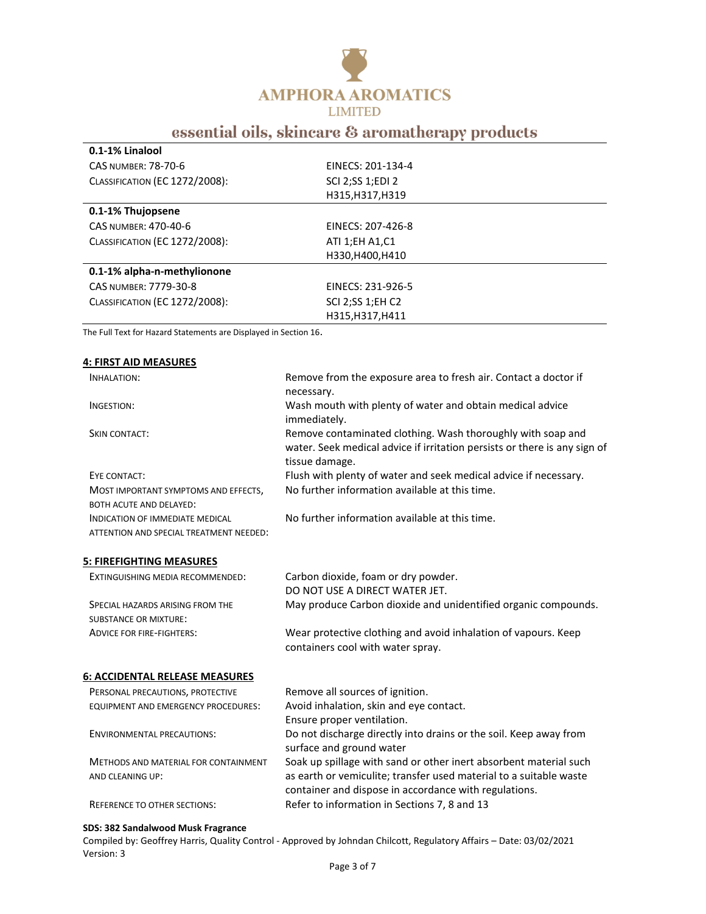**0.1-1% Linalool**

| | |
|---|---|
| CAS NUMBER: 78-70-6 | EINECS: 201-134-4 |
| CLASSIFICATION (EC 1272/2008): | SCI 2;SS 1;EDI 2<br>H315,H317,H319 |

**0.1-1% Thujopsene**

| | |
|---|---|
| CAS NUMBER: 470-40-6 | EINECS: 207-426-8 |
| CLASSIFICATION (EC 1272/2008): | ATI 1;EH A1,C1<br>H330,H400,H410 |

**0.1-1% alpha-n-methylionone**

| | |
|---|---|
| CAS NUMBER: 7779-30-8 | EINECS: 231-926-5 |
| CLASSIFICATION (EC 1272/2008): | SCI 2;SS 1;EH C2<br>H315,H317,H411 |

The Full Text for Hazard Statements are Displayed in Section 16.

## 4: FIRST AID MEASURES

| | |
|---|---|
| INHALATION: | Remove from the exposure area to fresh air. Contact a doctor if necessary. |
| INGESTION: | Wash mouth with plenty of water and obtain medical advice immediately. |
| SKIN CONTACT: | Remove contaminated clothing. Wash thoroughly with soap and water. Seek medical advice if irritation persists or there is any sign of tissue damage. |
| EYE CONTACT: | Flush with plenty of water and seek medical advice if necessary. |
| MOST IMPORTANT SYMPTOMS AND EFFECTS, BOTH ACUTE AND DELAYED: | No further information available at this time. |
| INDICATION OF IMMEDIATE MEDICAL ATTENTION AND SPECIAL TREATMENT NEEDED: | No further information available at this time. |

## 5: FIREFIGHTING MEASURES

| | |
|---|---|
| EXTINGUISHING MEDIA RECOMMENDED: | Carbon dioxide, foam or dry powder.<br>DO NOT USE A DIRECT WATER JET. |
| SPECIAL HAZARDS ARISING FROM THE SUBSTANCE OR MIXTURE: | May produce Carbon dioxide and unidentified organic compounds. |
| ADVICE FOR FIRE-FIGHTERS: | Wear protective clothing and avoid inhalation of vapours. Keep containers cool with water spray. |

## 6: ACCIDENTAL RELEASE MEASURES

| | |
|---|---|
| PERSONAL PRECAUTIONS, PROTECTIVE EQUIPMENT AND EMERGENCY PROCEDURES: | Remove all sources of ignition.<br>Avoid inhalation, skin and eye contact.<br>Ensure proper ventilation. |
| ENVIRONMENTAL PRECAUTIONS: | Do not discharge directly into drains or the soil. Keep away from surface and ground water |
| METHODS AND MATERIAL FOR CONTAINMENT AND CLEANING UP: | Soak up spillage with sand or other inert absorbent material such as earth or vemiculite; transfer used material to a suitable waste container and dispose in accordance with regulations. |
| REFERENCE TO OTHER SECTIONS: | Refer to information in Sections 7, 8 and 13 |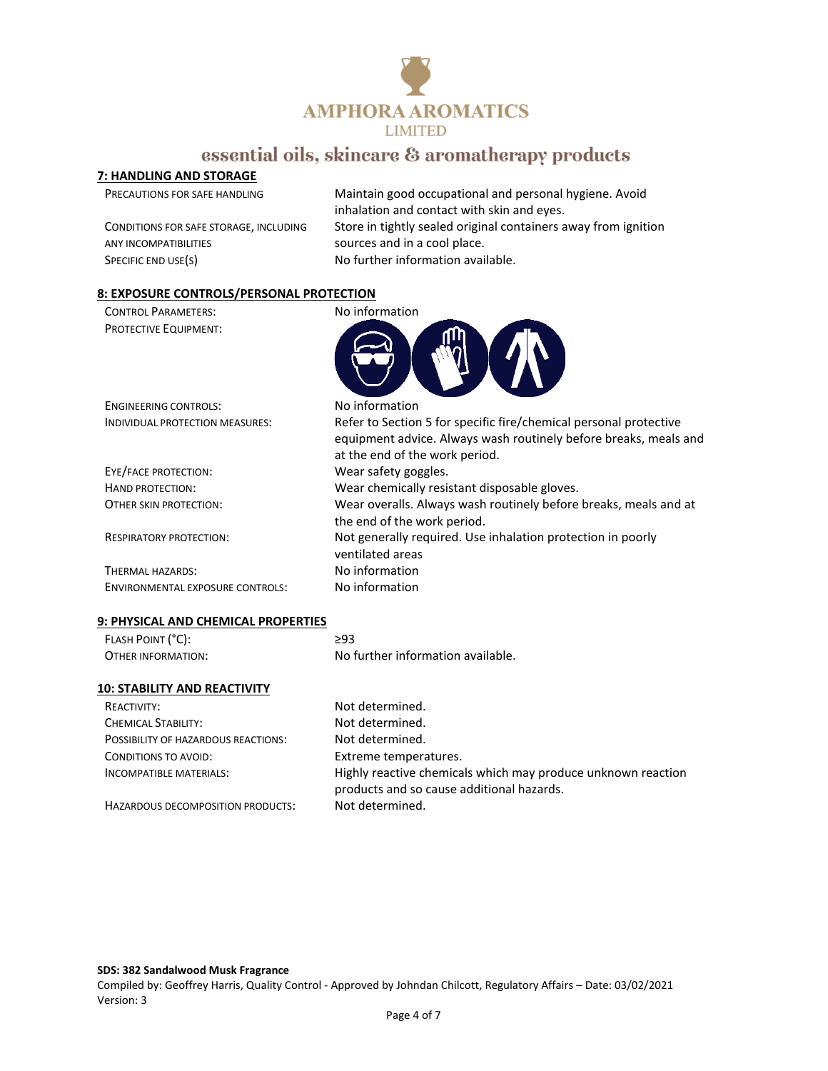## 7: HANDLING AND STORAGE

| | |
|---|---|
| PRECAUTIONS FOR SAFE HANDLING | Maintain good occupational and personal hygiene. Avoid inhalation and contact with skin and eyes. |
| CONDITIONS FOR SAFE STORAGE, INCLUDING ANY INCOMPATIBILITIES | Store in tightly sealed original containers away from ignition sources and in a cool place. |
| SPECIFIC END USE(S) | No further information available. |

## 8: EXPOSURE CONTROLS/PERSONAL PROTECTION

| | |
|---|---|
| CONTROL PARAMETERS: | No information |
| PROTECTIVE EQUIPMENT: | |
| ENGINEERING CONTROLS: | No information |
| INDIVIDUAL PROTECTION MEASURES: | Refer to Section 5 for specific fire/chemical personal protective equipment advice. Always wash routinely before breaks, meals and at the end of the work period. |
| EYE/FACE PROTECTION: | Wear safety goggles. |
| HAND PROTECTION: | Wear chemically resistant disposable gloves. |
| OTHER SKIN PROTECTION: | Wear overalls. Always wash routinely before breaks, meals and at the end of the work period. |
| RESPIRATORY PROTECTION: | Not generally required. Use inhalation protection in poorly ventilated areas |
| THERMAL HAZARDS: | No information |
| ENVIRONMENTAL EXPOSURE CONTROLS: | No information |

## 9: PHYSICAL AND CHEMICAL PROPERTIES

| | |
|---|---|
| FLASH POINT (°C): | ≥93 |
| OTHER INFORMATION: | No further information available. |

## 10: STABILITY AND REACTIVITY

| | |
|---|---|
| REACTIVITY: | Not determined. |
| CHEMICAL STABILITY: | Not determined. |
| POSSIBILITY OF HAZARDOUS REACTIONS: | Not determined. |
| CONDITIONS TO AVOID: | Extreme temperatures. |
| INCOMPATIBLE MATERIALS: | Highly reactive chemicals which may produce unknown reaction products and so cause additional hazards. |
| HAZARDOUS DECOMPOSITION PRODUCTS: | Not determined. |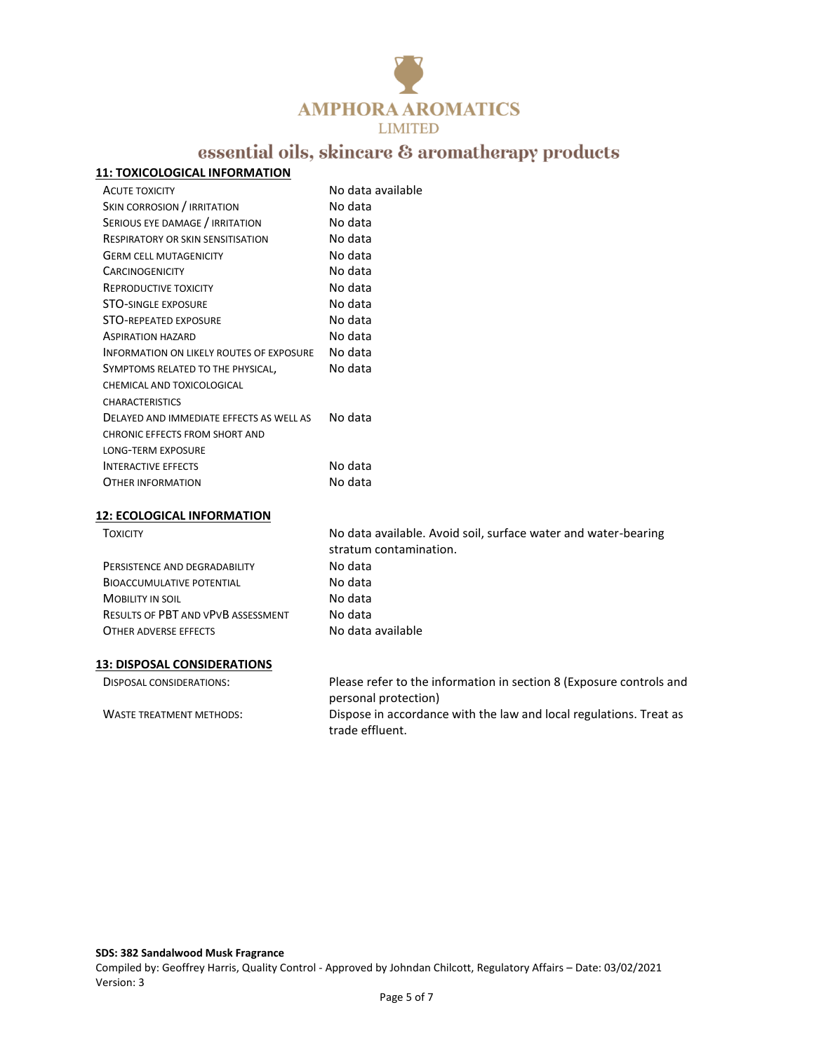## 11: TOXICOLOGICAL INFORMATION

| | |
|---|---|
| ACUTE TOXICITY | No data available |
| SKIN CORROSION / IRRITATION | No data |
| SERIOUS EYE DAMAGE / IRRITATION | No data |
| RESPIRATORY OR SKIN SENSITISATION | No data |
| GERM CELL MUTAGENICITY | No data |
| CARCINOGENICITY | No data |
| REPRODUCTIVE TOXICITY | No data |
| STO-SINGLE EXPOSURE | No data |
| STO-REPEATED EXPOSURE | No data |
| ASPIRATION HAZARD | No data |
| INFORMATION ON LIKELY ROUTES OF EXPOSURE | No data |
| SYMPTOMS RELATED TO THE PHYSICAL, CHEMICAL AND TOXICOLOGICAL CHARACTERISTICS | No data |
| DELAYED AND IMMEDIATE EFFECTS AS WELL AS CHRONIC EFFECTS FROM SHORT AND LONG-TERM EXPOSURE | No data |
| INTERACTIVE EFFECTS | No data |
| OTHER INFORMATION | No data |

## 12: ECOLOGICAL INFORMATION

| | |
|---|---|
| TOXICITY | No data available. Avoid soil, surface water and water-bearing stratum contamination. |
| PERSISTENCE AND DEGRADABILITY | No data |
| BIOACCUMULATIVE POTENTIAL | No data |
| MOBILITY IN SOIL | No data |
| RESULTS OF PBT AND VPVB ASSESSMENT | No data |
| OTHER ADVERSE EFFECTS | No data available |

## 13: DISPOSAL CONSIDERATIONS

| | |
|---|---|
| DISPOSAL CONSIDERATIONS: | Please refer to the information in section 8 (Exposure controls and personal protection) |
| WASTE TREATMENT METHODS: | Dispose in accordance with the law and local regulations. Treat as trade effluent. |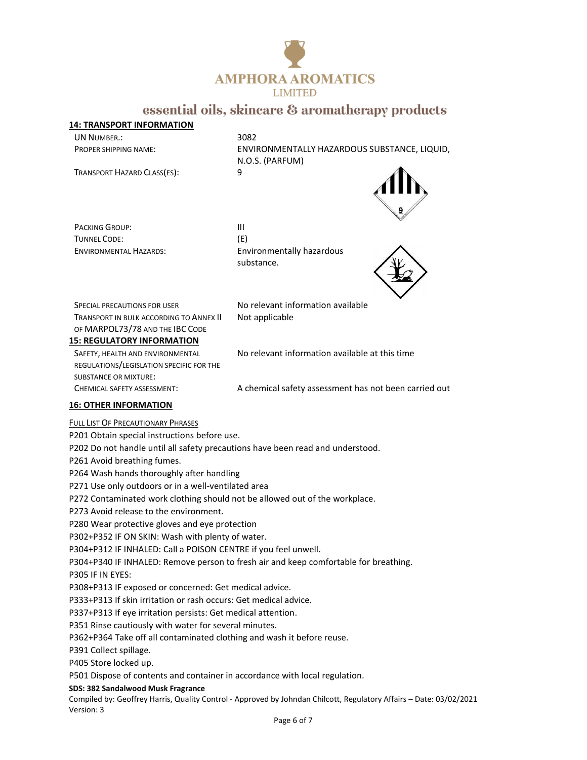## 14: TRANSPORT INFORMATION

| | |
|---|---|
| UN NUMBER.: | 3082 |
| PROPER SHIPPING NAME: | ENVIRONMENTALLY HAZARDOUS SUBSTANCE, LIQUID, N.O.S. (PARFUM) |
| TRANSPORT HAZARD CLASS(ES): | 9 |
| PACKING GROUP: | III |
| TUNNEL CODE: | (E) |
| ENVIRONMENTAL HAZARDS: | Environmentally hazardous substance. |
| SPECIAL PRECAUTIONS FOR USER | No relevant information available |
| TRANSPORT IN BULK ACCORDING TO ANNEX II OF MARPOL73/78 AND THE IBC CODE | Not applicable |

## 15: REGULATORY INFORMATION

| | |
|---|---|
| SAFETY, HEALTH AND ENVIRONMENTAL REGULATIONS/LEGISLATION SPECIFIC FOR THE SUBSTANCE OR MIXTURE: | No relevant information available at this time |
| CHEMICAL SAFETY ASSESSMENT: | A chemical safety assessment has not been carried out |

## 16: OTHER INFORMATION

FULL LIST OF PRECAUTIONARY PHRASES

P201 Obtain special instructions before use.
P202 Do not handle until all safety precautions have been read and understood.
P261 Avoid breathing fumes.
P264 Wash hands thoroughly after handling
P271 Use only outdoors or in a well-ventilated area
P272 Contaminated work clothing should not be allowed out of the workplace.
P273 Avoid release to the environment.
P280 Wear protective gloves and eye protection
P302+P352 IF ON SKIN: Wash with plenty of water.
P304+P312 IF INHALED: Call a POISON CENTRE if you feel unwell.
P304+P340 IF INHALED: Remove person to fresh air and keep comfortable for breathing.
P305 IF IN EYES:
P308+P313 IF exposed or concerned: Get medical advice.
P333+P313 If skin irritation or rash occurs: Get medical advice.
P337+P313 If eye irritation persists: Get medical attention.
P351 Rinse cautiously with water for several minutes.
P362+P364 Take off all contaminated clothing and wash it before reuse.
P391 Collect spillage.
P405 Store locked up.
P501 Dispose of contents and container in accordance with local regulation.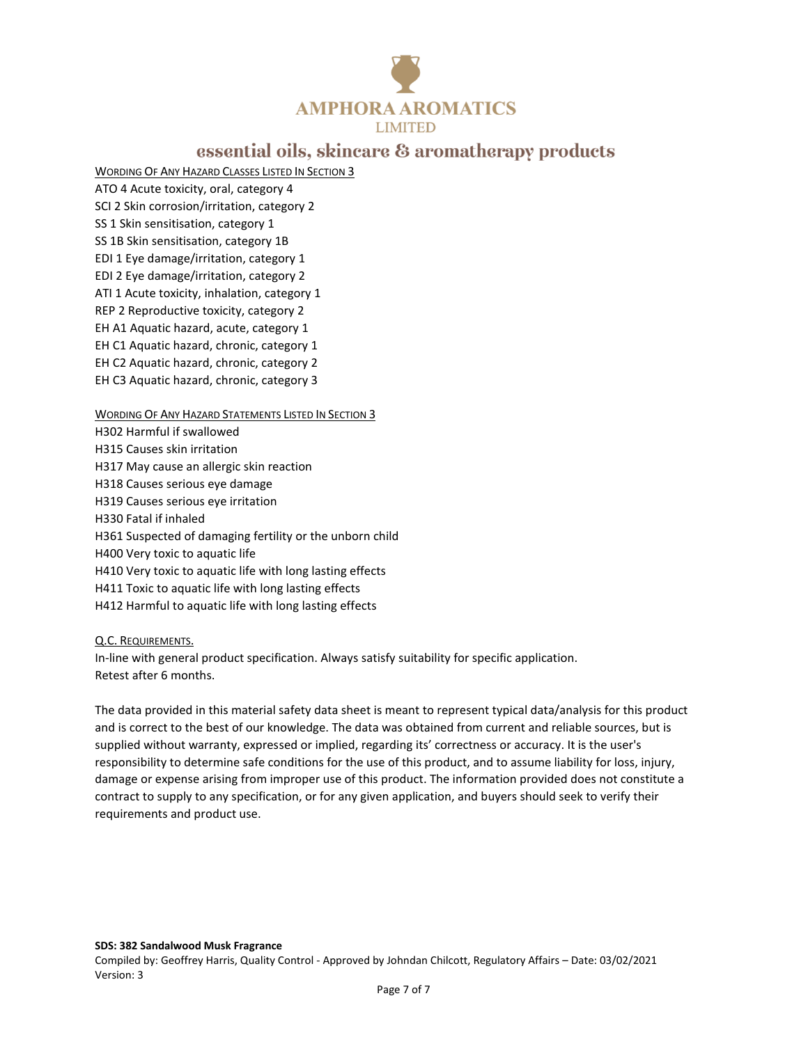Wording Of Any Hazard Classes Listed In Section 3

ATO 4 Acute toxicity, oral, category 4
SCI 2 Skin corrosion/irritation, category 2
SS 1 Skin sensitisation, category 1
SS 1B Skin sensitisation, category 1B
EDI 1 Eye damage/irritation, category 1
EDI 2 Eye damage/irritation, category 2
ATI 1 Acute toxicity, inhalation, category 1
REP 2 Reproductive toxicity, category 2
EH A1 Aquatic hazard, acute, category 1
EH C1 Aquatic hazard, chronic, category 1
EH C2 Aquatic hazard, chronic, category 2
EH C3 Aquatic hazard, chronic, category 3

Wording Of Any Hazard Statements Listed In Section 3

H302 Harmful if swallowed
H315 Causes skin irritation
H317 May cause an allergic skin reaction
H318 Causes serious eye damage
H319 Causes serious eye irritation
H330 Fatal if inhaled
H361 Suspected of damaging fertility or the unborn child
H400 Very toxic to aquatic life
H410 Very toxic to aquatic life with long lasting effects
H411 Toxic to aquatic life with long lasting effects
H412 Harmful to aquatic life with long lasting effects

Q.C. Requirements.

In-line with general product specification. Always satisfy suitability for specific application.
Retest after 6 months.

The data provided in this material safety data sheet is meant to represent typical data/analysis for this product and is correct to the best of our knowledge. The data was obtained from current and reliable sources, but is supplied without warranty, expressed or implied, regarding its' correctness or accuracy. It is the user's responsibility to determine safe conditions for the use of this product, and to assume liability for loss, injury, damage or expense arising from improper use of this product. The information provided does not constitute a contract to supply to any specification, or for any given application, and buyers should seek to verify their requirements and product use.